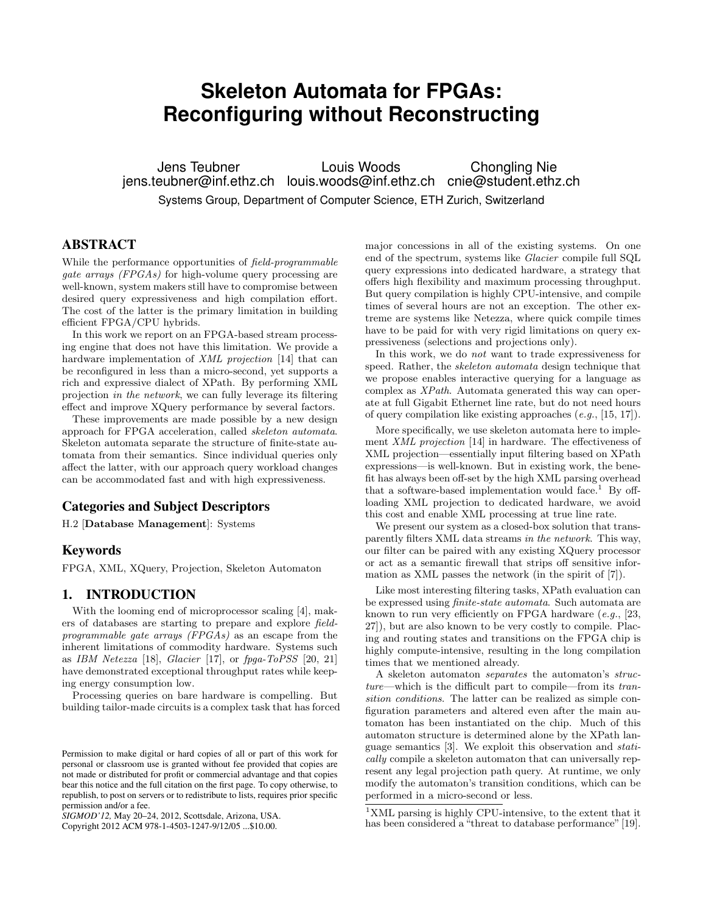# Skeleton Automata for FPGAs: Reconfiguring without Reconstructing

Jens Teubner
jens.teubner@inf.ethz.ch

Louis Woods
louis.woods@inf.ethz.ch

Chongling Nie
cnie@student.ethz.ch

Systems Group, Department of Computer Science, ETH Zurich, Switzerland

## ABSTRACT

While the performance opportunities of *field-programmable gate arrays (FPGAs)* for high-volume query processing are well-known, system makers still have to compromise between desired query expressiveness and high compilation effort. The cost of the latter is the primary limitation in building efficient FPGA/CPU hybrids.

In this work we report on an FPGA-based stream processing engine that does not have this limitation. We provide a hardware implementation of *XML projection* [14] that can be reconfigured in less than a micro-second, yet supports a rich and expressive dialect of XPath. By performing XML projection *in the network*, we can fully leverage its filtering effect and improve XQuery performance by several factors.

These improvements are made possible by a new design approach for FPGA acceleration, called *skeleton automata*. Skeleton automata separate the structure of finite-state automata from their semantics. Since individual queries only affect the latter, with our approach query workload changes can be accommodated fast and with high expressiveness.

### Categories and Subject Descriptors

H.2 [**Database Management**]: Systems

### Keywords

FPGA, XML, XQuery, Projection, Skeleton Automaton

## 1. INTRODUCTION

With the looming end of microprocessor scaling [4], makers of databases are starting to prepare and explore *field-programmable gate arrays (FPGAs)* as an escape from the inherent limitations of commodity hardware. Systems such as *IBM Netezza* [18], *Glacier* [17], or *fpga-ToPSS* [20, 21] have demonstrated exceptional throughput rates while keeping energy consumption low.

Processing queries on bare hardware is compelling. But building tailor-made circuits is a complex task that has forced major concessions in all of the existing systems. On one end of the spectrum, systems like *Glacier* compile full SQL query expressions into dedicated hardware, a strategy that offers high flexibility and maximum processing throughput. But query compilation is highly CPU-intensive, and compile times of several hours are not an exception. The other extreme are systems like Netezza, where quick compile times have to be paid for with very rigid limitations on query expressiveness (selections and projections only).

In this work, we do *not* want to trade expressiveness for speed. Rather, the *skeleton automata* design technique that we propose enables interactive querying for a language as complex as *XPath*. Automata generated this way can operate at full Gigabit Ethernet line rate, but do not need hours of query compilation like existing approaches (*e.g.*, [15, 17]).

More specifically, we use skeleton automata here to implement *XML projection* [14] in hardware. The effectiveness of XML projection—essentially input filtering based on XPath expressions—is well-known. But in existing work, the benefit has always been off-set by the high XML parsing overhead that a software-based implementation would face.[1] By offloading XML projection to dedicated hardware, we avoid this cost and enable XML processing at true line rate.

We present our system as a closed-box solution that transparently filters XML data streams *in the network*. This way, our filter can be paired with any existing XQuery processor or act as a semantic firewall that strips off sensitive information as XML passes the network (in the spirit of [7]).

Like most interesting filtering tasks, XPath evaluation can be expressed using *finite-state automata*. Such automata are known to run very efficiently on FPGA hardware (*e.g.*, [23, 27]), but are also known to be very costly to compile. Placing and routing states and transitions on the FPGA chip is highly compute-intensive, resulting in the long compilation times that we mentioned already.

A skeleton automaton *separates* the automaton's *structure*—which is the difficult part to compile—from its *transition conditions*. The latter can be realized as simple configuration parameters and altered even after the main automaton has been instantiated on the chip. Much of this automaton structure is determined alone by the XPath language semantics [3]. We exploit this observation and *statically* compile a skeleton automaton that can universally represent any legal projection path query. At runtime, we only modify the automaton's transition conditions, which can be performed in a micro-second or less.

[1] XML parsing is highly CPU-intensive, to the extent that it has been considered a "threat to database performance" [19].

Permission to make digital or hard copies of all or part of this work for personal or classroom use is granted without fee provided that copies are not made or distributed for profit or commercial advantage and that copies bear this notice and the full citation on the first page. To copy otherwise, to republish, to post on servers or to redistribute to lists, requires prior specific permission and/or a fee.
*SIGMOD'12,* May 20–24, 2012, Scottsdale, Arizona, USA.
Copyright 2012 ACM 978-1-4503-1247-9/12/05 ...$10.00.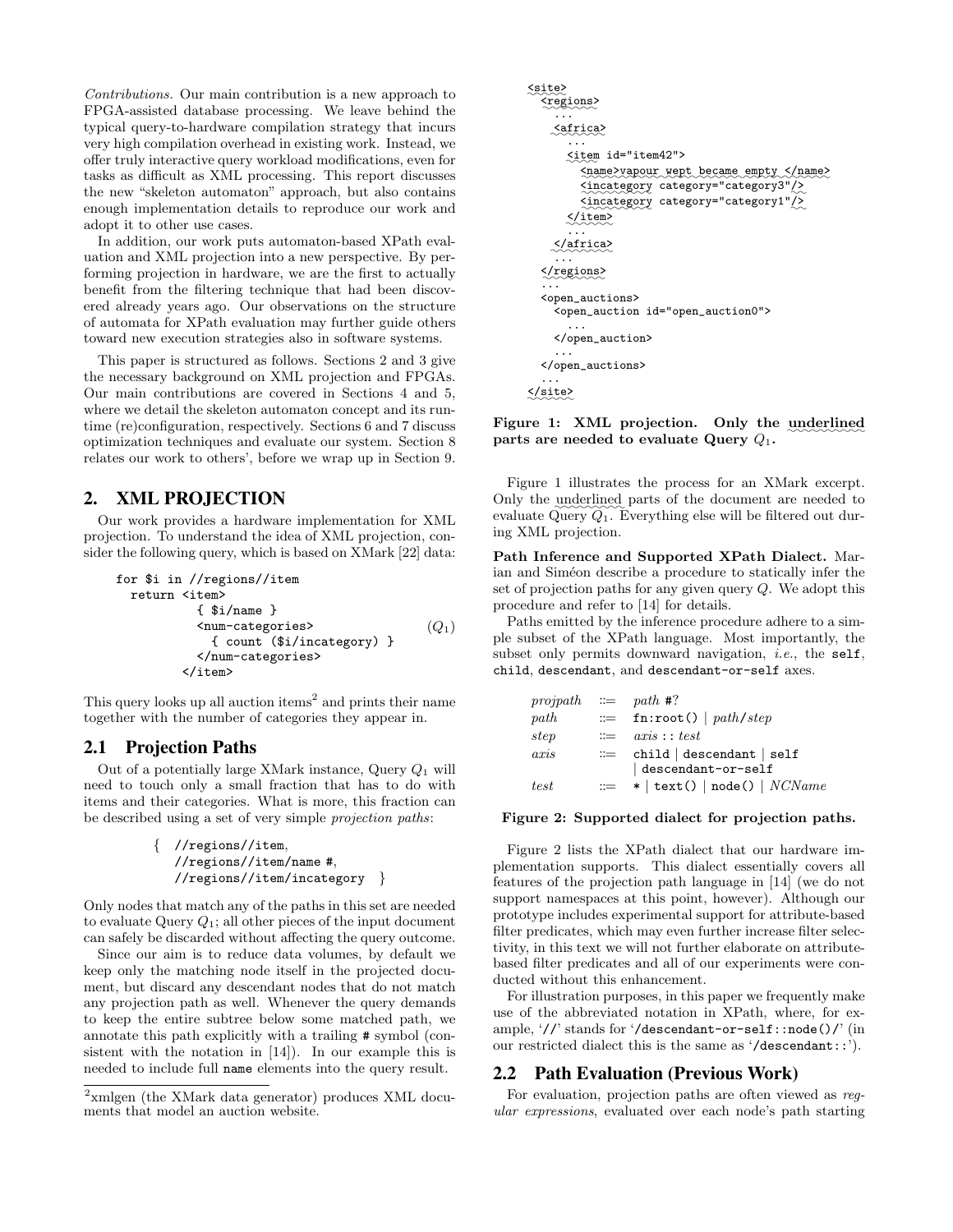*Contributions.* Our main contribution is a new approach to FPGA-assisted database processing. We leave behind the typical query-to-hardware compilation strategy that incurs very high compilation overhead in existing work. Instead, we offer truly interactive query workload modifications, even for tasks as difficult as XML processing. This report discusses the new "skeleton automaton" approach, but also contains enough implementation details to reproduce our work and adopt it to other use cases.

In addition, our work puts automaton-based XPath evaluation and XML projection into a new perspective. By performing projection in hardware, we are the first to actually benefit from the filtering technique that had been discovered already years ago. Our observations on the structure of automata for XPath evaluation may further guide others toward new execution strategies also in software systems.

This paper is structured as follows. Sections 2 and 3 give the necessary background on XML projection and FPGAs. Our main contributions are covered in Sections 4 and 5, where we detail the skeleton automaton concept and its runtime (re)configuration, respectively. Sections 6 and 7 discuss optimization techniques and evaluate our system. Section 8 relates our work to others', before we wrap up in Section 9.

## 2. XML PROJECTION

Our work provides a hardware implementation for XML projection. To understand the idea of XML projection, consider the following query, which is based on XMark [22] data:

```
for $i in //regions//item
  return <item>
           { $i/name }
           <num-categories>
             { count ($i/incategory) }
           </num-categories>
         </item>
```

$(Q_1)$

This query looks up all auction items[2] and prints their name together with the number of categories they appear in.

### 2.1 Projection Paths

Out of a potentially large XMark instance, Query $Q_1$ will need to touch only a small fraction that has to do with items and their categories. What is more, this fraction can be described using a set of very simple *projection paths*:

```
{ //regions//item,
  //regions//item/name #,
  //regions//item/incategory }
```

Only nodes that match any of the paths in this set are needed to evaluate Query $Q_1$; all other pieces of the input document can safely be discarded without affecting the query outcome.

Since our aim is to reduce data volumes, by default we keep only the matching node itself in the projected document, but discard any descendant nodes that do not match any projection path as well. Whenever the query demands to keep the entire subtree below some matched path, we annotate this path explicitly with a trailing # symbol (consistent with the notation in [14]). In our example this is needed to include full `name` elements into the query result.

[2]xmlgen (the XMark data generator) produces XML documents that model an auction website.

```
<site>
  <regions>
    ...
    <africa>
      ...
      <item id="item42">
        <name>vapour wept became empty </name>
        <incategory category="category3"/>
        <incategory category="category1"/>
      </item>
      ...
    </africa>
    ...
  </regions>
  ...
  <open_auctions>
    <open_auction id="open_auction0">
      ...
    </open_auction>
    ...
  </open_auctions>
  ...
</site>
```

**Figure 1: XML projection. Only the underlined parts are needed to evaluate Query $Q_1$.**

Figure 1 illustrates the process for an XMark excerpt. Only the underlined parts of the document are needed to evaluate Query $Q_1$. Everything else will be filtered out during XML projection.

**Path Inference and Supported XPath Dialect.** Marian and Siméon describe a procedure to statically infer the set of projection paths for any given query $Q$. We adopt this procedure and refer to [14] for details.

Paths emitted by the inference procedure adhere to a simple subset of the XPath language. Most importantly, the subset only permits downward navigation, *i.e.*, the `self`, `child`, `descendant`, and `descendant-or-self` axes.

```
projpath ::= path #?
path     ::= fn:root() | path/step
step     ::= axis :: test
axis     ::= child | descendant | self
           | descendant-or-self
test     ::= * | text() | node() | NCName
```

**Figure 2: Supported dialect for projection paths.**

Figure 2 lists the XPath dialect that our hardware implementation supports. This dialect essentially covers all features of the projection path language in [14] (we do not support namespaces at this point, however). Although our prototype includes experimental support for attribute-based filter predicates, which may even further increase filter selectivity, in this text we will not further elaborate on attribute-based filter predicates and all of our experiments were conducted without this enhancement.

For illustration purposes, in this paper we frequently make use of the abbreviated notation in XPath, where, for example, '`//`' stands for '`/descendant-or-self::node()/`' (in our restricted dialect this is the same as '`/descendant::`').

### 2.2 Path Evaluation (Previous Work)

For evaluation, projection paths are often viewed as *regular expressions*, evaluated over each node's path starting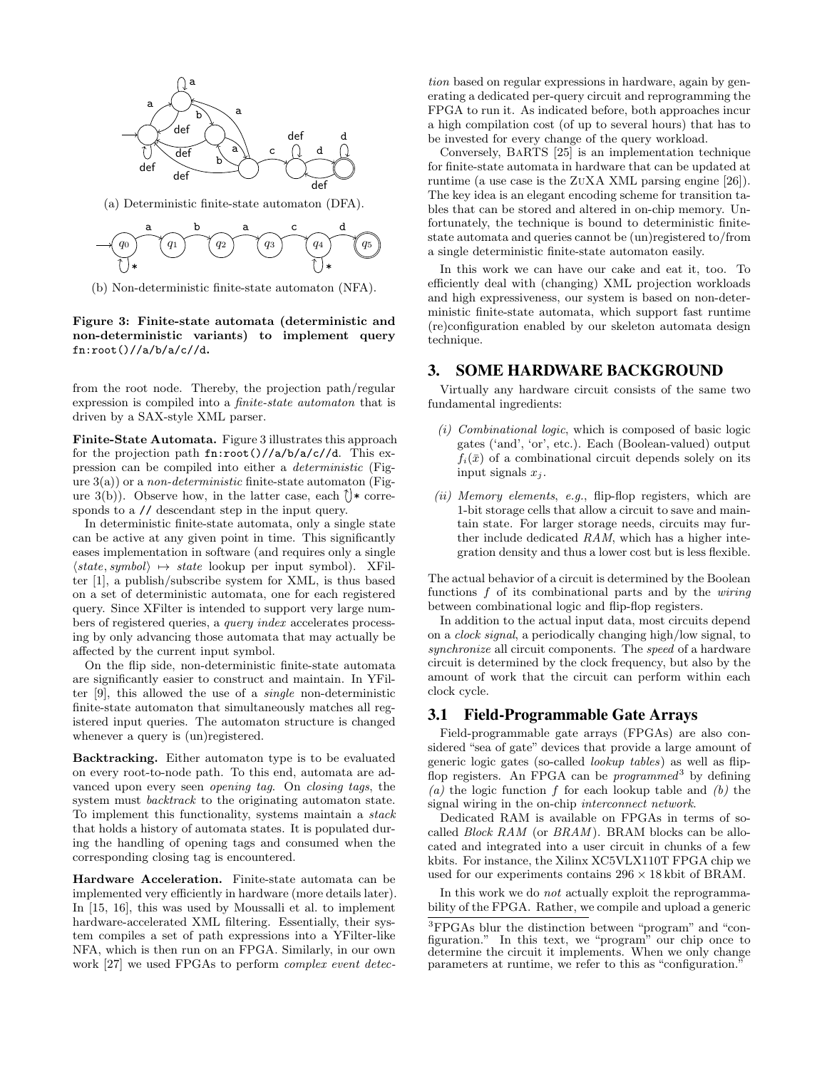(a) Deterministic finite-state automaton (DFA).

(b) Non-deterministic finite-state automaton (NFA).

**Figure 3: Finite-state automata (deterministic and non-deterministic variants) to implement query** `fn:root()//a/b/a/c//d`**.**

from the root node. Thereby, the projection path/regular expression is compiled into a *finite-state automaton* that is driven by a SAX-style XML parser.

**Finite-State Automata.** Figure 3 illustrates this approach for the projection path `fn:root()//a/b/a/c//d`. This expression can be compiled into either a *deterministic* (Figure 3(a)) or a *non-deterministic* finite-state automaton (Figure 3(b)). Observe how, in the latter case, each ↻* corresponds to a `//` descendant step in the input query.

In deterministic finite-state automata, only a single state can be active at any given point in time. This significantly eases implementation in software (and requires only a single $\langle state, symbol \rangle \mapsto state$ lookup per input symbol). XFilter [1], a publish/subscribe system for XML, is thus based on a set of deterministic automata, one for each registered query. Since XFilter is intended to support very large numbers of registered queries, a *query index* accelerates processing by only advancing those automata that may actually be affected by the current input symbol.

On the flip side, non-deterministic finite-state automata are significantly easier to construct and maintain. In YFilter [9], this allowed the use of a *single* non-deterministic finite-state automaton that simultaneously matches all registered input queries. The automaton structure is changed whenever a query is (un)registered.

**Backtracking.** Either automaton type is to be evaluated on every root-to-node path. To this end, automata are advanced upon every seen *opening tag*. On *closing tags*, the system must *backtrack* to the originating automaton state. To implement this functionality, systems maintain a *stack* that holds a history of automata states. It is populated during the handling of opening tags and consumed when the corresponding closing tag is encountered.

**Hardware Acceleration.** Finite-state automata can be implemented very efficiently in hardware (more details later). In [15, 16], this was used by Moussalli et al. to implement hardware-accelerated XML filtering. Essentially, their system compiles a set of path expressions into a YFilter-like NFA, which is then run on an FPGA. Similarly, in our own work [27] we used FPGAs to perform *complex event detection* based on regular expressions in hardware, again by generating a dedicated per-query circuit and reprogramming the FPGA to run it. As indicated before, both approaches incur a high compilation cost (of up to several hours) that has to be invested for every change of the query workload.

Conversely, BaRTS [25] is an implementation technique for finite-state automata in hardware that can be updated at runtime (a use case is the ZuXA XML parsing engine [26]). The key idea is an elegant encoding scheme for transition tables that can be stored and altered in on-chip memory. Unfortunately, the technique is bound to deterministic finite-state automata and queries cannot be (un)registered to/from a single deterministic finite-state automaton easily.

In this work we can have our cake and eat it, too. To efficiently deal with (changing) XML projection workloads and high expressiveness, our system is based on non-deterministic finite-state automata, which support fast runtime (re)configuration enabled by our skeleton automata design technique.

## 3. SOME HARDWARE BACKGROUND

Virtually any hardware circuit consists of the same two fundamental ingredients:

*(i) Combinational logic*, which is composed of basic logic gates ('and', 'or', etc.). Each (Boolean-valued) output $f_i(\bar{x})$ of a combinational circuit depends solely on its input signals $x_j$.

*(ii) Memory elements*, *e.g.*, flip-flop registers, which are 1-bit storage cells that allow a circuit to save and maintain state. For larger storage needs, circuits may further include dedicated *RAM*, which has a higher integration density and thus a lower cost but is less flexible.

The actual behavior of a circuit is determined by the Boolean functions $f$ of its combinational parts and by the *wiring* between combinational logic and flip-flop registers.

In addition to the actual input data, most circuits depend on a *clock signal*, a periodically changing high/low signal, to *synchronize* all circuit components. The *speed* of a hardware circuit is determined by the clock frequency, but also by the amount of work that the circuit can perform within each clock cycle.

### 3.1 Field-Programmable Gate Arrays

Field-programmable gate arrays (FPGAs) are also considered "sea of gate" devices that provide a large amount of generic logic gates (so-called *lookup tables*) as well as flip-flop registers. An FPGA can be *programmed*[3] by defining *(a)* the logic function $f$ for each lookup table and *(b)* the signal wiring in the on-chip *interconnect network*.

Dedicated RAM is available on FPGAs in terms of so-called *Block RAM* (or *BRAM*). BRAM blocks can be allocated and integrated into a user circuit in chunks of a few kbits. For instance, the Xilinx XC5VLX110T FPGA chip we used for our experiments contains $296 \times 18$ kbit of BRAM.

In this work we do *not* actually exploit the reprogrammability of the FPGA. Rather, we compile and upload a generic

[3] FPGAs blur the distinction between "program" and "configuration." In this text, we "program" our chip once to determine the circuit it implements. When we only change parameters at runtime, we refer to this as "configuration."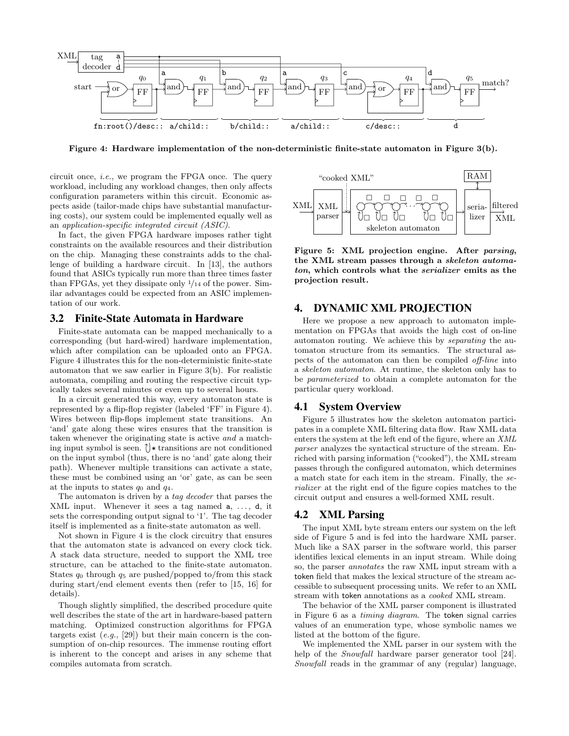Figure 4: Hardware implementation of the non-deterministic finite-state automaton in Figure 3(b).

circuit once, *i.e.*, we program the FPGA once. The query workload, including any workload changes, then only affects configuration parameters within this circuit. Economic aspects aside (tailor-made chips have substantial manufacturing costs), our system could be implemented equally well as an *application-specific integrated circuit (ASIC)*.

In fact, the given FPGA hardware imposes rather tight constraints on the available resources and their distribution on the chip. Managing these constraints adds to the challenge of building a hardware circuit. In [13], the authors found that ASICs typically run more than three times faster than FPGAs, yet they dissipate only 1/14 of the power. Similar advantages could be expected from an ASIC implementation of our work.

## 3.2 Finite-State Automata in Hardware

Finite-state automata can be mapped mechanically to a corresponding (but hard-wired) hardware implementation, which after compilation can be uploaded onto an FPGA. Figure 4 illustrates this for the non-deterministic finite-state automaton that we saw earlier in Figure 3(b). For realistic automata, compiling and routing the respective circuit typically takes several minutes or even up to several hours.

In a circuit generated this way, every automaton state is represented by a flip-flop register (labeled 'FF' in Figure 4). Wires between flip-flops implement state transitions. An 'and' gate along these wires ensures that the transition is taken whenever the originating state is active *and* a matching input symbol is seen. ↻∗ transitions are not conditioned on the input symbol (thus, there is no 'and' gate along their path). Whenever multiple transitions can activate a state, these must be combined using an 'or' gate, as can be seen at the inputs to states $q_0$ and $q_4$.

The automaton is driven by a *tag decoder* that parses the XML input. Whenever it sees a tag named a, ..., d, it sets the corresponding output signal to '1'. The tag decoder itself is implemented as a finite-state automaton as well.

Not shown in Figure 4 is the clock circuitry that ensures that the automaton state is advanced on every clock tick. A stack data structure, needed to support the XML tree structure, can be attached to the finite-state automaton. States $q_0$ through $q_5$ are pushed/popped to/from this stack during start/end element events then (refer to [15, 16] for details).

Though slightly simplified, the described procedure quite well describes the state of the art in hardware-based pattern matching. Optimized construction algorithms for FPGA targets exist (*e.g.*, [29]) but their main concern is the consumption of on-chip resources. The immense routing effort is inherent to the concept and arises in any scheme that compiles automata from scratch.

**Figure 5: XML projection engine. After *parsing*, the XML stream passes through a *skeleton automaton*, which controls what the *serializer* emits as the projection result.**

# 4. DYNAMIC XML PROJECTION

Here we propose a new approach to automaton implementation on FPGAs that avoids the high cost of on-line automaton routing. We achieve this by *separating* the automaton structure from its semantics. The structural aspects of the automaton can then be compiled *off-line* into a *skeleton automaton*. At runtime, the skeleton only has to be *parameterized* to obtain a complete automaton for the particular query workload.

## 4.1 System Overview

Figure 5 illustrates how the skeleton automaton participates in a complete XML filtering data flow. Raw XML data enters the system at the left end of the figure, where an *XML parser* analyzes the syntactical structure of the stream. Enriched with parsing information ("cooked"), the XML stream passes through the configured automaton, which determines a match state for each item in the stream. Finally, the *serializer* at the right end of the figure copies matches to the circuit output and ensures a well-formed XML result.

## 4.2 XML Parsing

The input XML byte stream enters our system on the left side of Figure 5 and is fed into the hardware XML parser. Much like a SAX parser in the software world, this parser identifies lexical elements in an input stream. While doing so, the parser *annotates* the raw XML input stream with a token field that makes the lexical structure of the stream accessible to subsequent processing units. We refer to an XML stream with token annotations as a *cooked* XML stream.

The behavior of the XML parser component is illustrated in Figure 6 as a *timing diagram*. The token signal carries values of an enumeration type, whose symbolic names we listed at the bottom of the figure.

We implemented the XML parser in our system with the help of the *Snowfall* hardware parser generator tool [24]. *Snowfall* reads in the grammar of any (regular) language,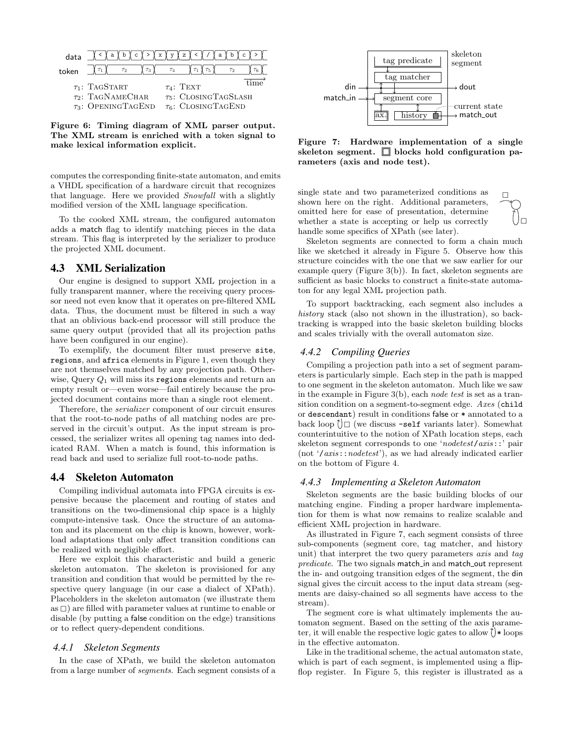data: < a b c > x y z < / a b c >

token: $\tau_1$ $\tau_2$ $\tau_3$ $\tau_4$ $\tau_1$ $\tau_5$ $\tau_2$ $\tau_6$

$\tau_1$: TagStart — $\tau_4$: Text
$\tau_2$: TagNameChar — $\tau_5$: ClosingTagSlash
$\tau_3$: OpeningTagEnd — $\tau_6$: ClosingTagEnd

**Figure 6: Timing diagram of XML parser output. The XML stream is enriched with a token signal to make lexical information explicit.**

computes the corresponding finite-state automaton, and emits a VHDL specification of a hardware circuit that recognizes that language. Here we provided *Snowfall* with a slightly modified version of the XML language specification.

To the cooked XML stream, the configured automaton adds a match flag to identify matching pieces in the data stream. This flag is interpreted by the serializer to produce the projected XML document.

## 4.3 XML Serialization

Our engine is designed to support XML projection in a fully transparent manner, where the receiving query processor need not even know that it operates on pre-filtered XML data. Thus, the document must be filtered in such a way that an oblivious back-end processor will still produce the same query output (provided that all its projection paths have been configured in our engine).

To exemplify, the document filter must preserve `site`, `regions`, and `africa` elements in Figure 1, even though they are not themselves matched by any projection path. Otherwise, Query $Q_1$ will miss its `regions` elements and return an empty result or—even worse—fail entirely because the projected document contains more than a single root element.

Therefore, the *serializer* component of our circuit ensures that the root-to-node paths of all matching nodes are preserved in the circuit's output. As the input stream is processed, the serializer writes all opening tag names into dedicated RAM. When a match is found, this information is read back and used to serialize full root-to-node paths.

## 4.4 Skeleton Automaton

Compiling individual automata into FPGA circuits is expensive because the placement and routing of states and transitions on the two-dimensional chip space is a highly compute-intensive task. Once the structure of an automaton and its placement on the chip is known, however, workload adaptations that only affect transition conditions can be realized with negligible effort.

Here we exploit this characteristic and build a generic skeleton automaton. The skeleton is provisioned for any transition and condition that would be permitted by the respective query language (in our case a dialect of XPath). Placeholders in the skeleton automaton (we illustrate them as □) are filled with parameter values at runtime to enable or disable (by putting a false condition on the edge) transitions or to reflect query-dependent conditions.

### 4.4.1 Skeleton Segments

In the case of XPath, we build the skeleton automaton from a large number of *segments*. Each segment consists of a single state and two parameterized conditions as shown here on the right. Additional parameters, omitted here for ease of presentation, determine whether a state is accepting or help us correctly handle some specifics of XPath (see later).

Skeleton segments are connected to form a chain much like we sketched it already in Figure 5. Observe how this structure coincides with the one that we saw earlier for our example query (Figure 3(b)). In fact, skeleton segments are sufficient as basic blocks to construct a finite-state automaton for any legal XML projection path.

To support backtracking, each segment also includes a *history* stack (also not shown in the illustration), so backtracking is wrapped into the basic skeleton building blocks and scales trivially with the overall automaton size.

skeleton segment: tag predicate, tag matcher, segment core, ax., history, current state; signals din, dout, match_in, match_out

**Figure 7: Hardware implementation of a single skeleton segment. □ blocks hold configuration parameters (axis and node test).**

### 4.4.2 Compiling Queries

Compiling a projection path into a set of segment parameters is particularly simple. Each step in the path is mapped to one segment in the skeleton automaton. Much like we saw in the example in Figure 3(b), each *node test* is set as a transition condition on a segment-to-segment edge. *Axes* (`child` or `descendant`) result in conditions false or `*` annotated to a back loop ↻□ (we discuss `-self` variants later). Somewhat counterintuitive to the notion of XPath location steps, each skeleton segment corresponds to one '*nodetest*/*axis*::' pair (not '/*axis*::*nodetest*'), as we had already indicated earlier on the bottom of Figure 4.

### 4.4.3 Implementing a Skeleton Automaton

Skeleton segments are the basic building blocks of our matching engine. Finding a proper hardware implementation for them is what now remains to realize scalable and efficient XML projection in hardware.

As illustrated in Figure 7, each segment consists of three sub-components (segment core, tag matcher, and history unit) that interpret the two query parameters *axis* and *tag predicate*. The two signals match_in and match_out represent the in- and outgoing transition edges of the segment, the din signal gives the circuit access to the input data stream (segments are daisy-chained so all segments have access to the stream).

The segment core is what ultimately implements the automaton segment. Based on the setting of the axis parameter, it will enable the respective logic gates to allow ↻`*` loops in the effective automaton.

Like in the traditional scheme, the actual automaton state, which is part of each segment, is implemented using a flip-flop register. In Figure 5, this register is illustrated as a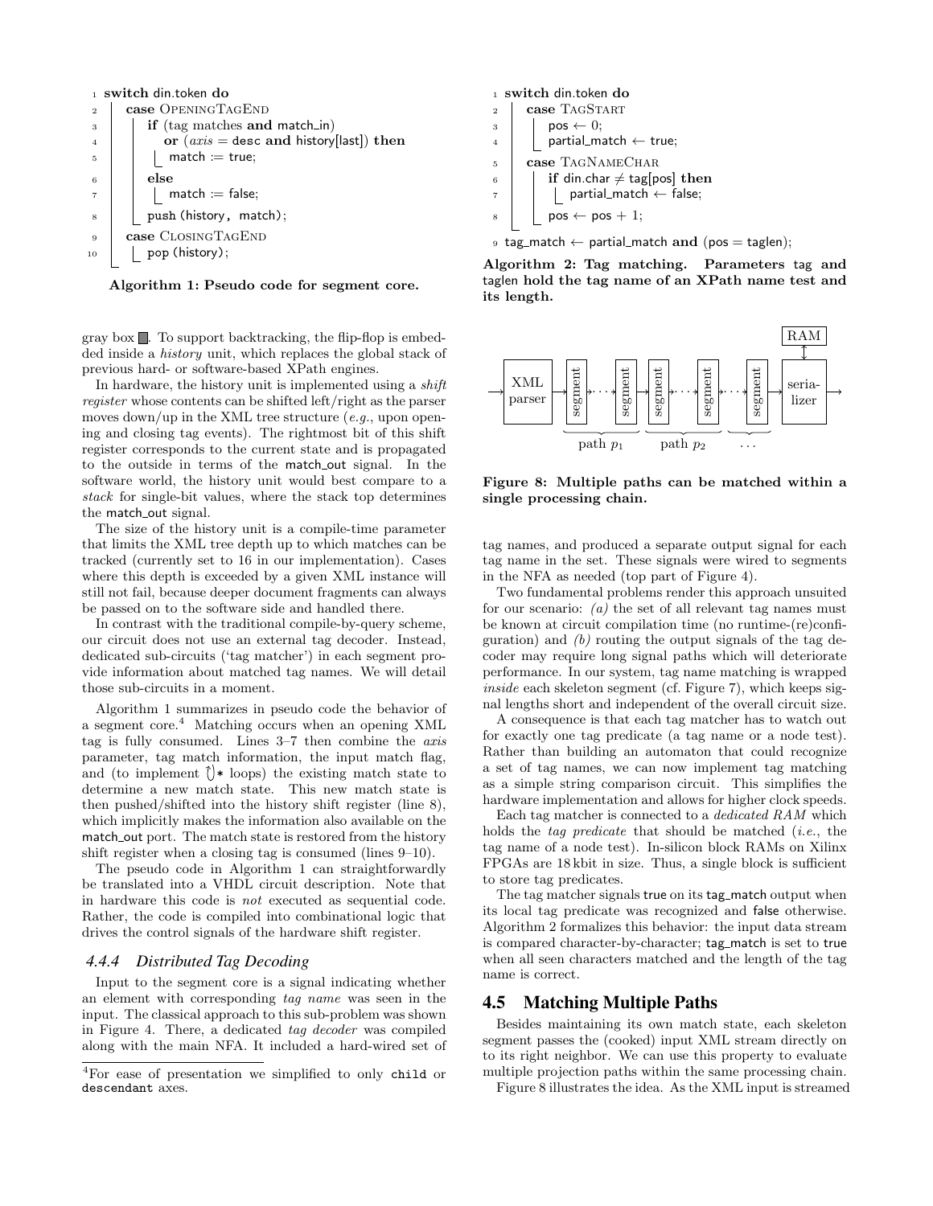```
1  switch din.token do
2      case OpeningTagEnd
3          if (tag matches and match_in)
4             or (axis = desc and history[last]) then
5              match := true;
6          else
7              match := false;
8          push (history, match);
9      case ClosingTagEnd
10         pop (history);
```

**Algorithm 1: Pseudo code for segment core.**

gray box ■. To support backtracking, the flip-flop is embedded inside a *history* unit, which replaces the global stack of previous hard- or software-based XPath engines.

In hardware, the history unit is implemented using a *shift register* whose contents can be shifted left/right as the parser moves down/up in the XML tree structure (*e.g.*, upon opening and closing tag events). The rightmost bit of this shift register corresponds to the current state and is propagated to the outside in terms of the match_out signal. In the software world, the history unit would best compare to a *stack* for single-bit values, where the stack top determines the match_out signal.

The size of the history unit is a compile-time parameter that limits the XML tree depth up to which matches can be tracked (currently set to 16 in our implementation). Cases where this depth is exceeded by a given XML instance will still not fail, because deeper document fragments can always be passed on to the software side and handled there.

In contrast with the traditional compile-by-query scheme, our circuit does not use an external tag decoder. Instead, dedicated sub-circuits ('tag matcher') in each segment provide information about matched tag names. We will detail those sub-circuits in a moment.

Algorithm 1 summarizes in pseudo code the behavior of a segment core.[4] Matching occurs when an opening XML tag is fully consumed. Lines 3–7 then combine the *axis* parameter, tag match information, the input match flag, and (to implement ↻* loops) the existing match state to determine a new match state. This new match state is then pushed/shifted into the history shift register (line 8), which implicitly makes the information also available on the match_out port. The match state is restored from the history shift register when a closing tag is consumed (lines 9–10).

The pseudo code in Algorithm 1 can straightforwardly be translated into a VHDL circuit description. Note that in hardware this code is *not* executed as sequential code. Rather, the code is compiled into combinational logic that drives the control signals of the hardware shift register.

### 4.4.4 Distributed Tag Decoding

Input to the segment core is a signal indicating whether an element with corresponding *tag name* was seen in the input. The classical approach to this sub-problem was shown in Figure 4. There, a dedicated *tag decoder* was compiled along with the main NFA. It included a hard-wired set of tag names, and produced a separate output signal for each tag name in the set. These signals were wired to segments in the NFA as needed (top part of Figure 4).

[4] For ease of presentation we simplified to only `child` or `descendant` axes.

```
1  switch din.token do
2      case TagStart
3          pos ← 0;
4          partial_match ← true;
5      case TagNameChar
6          if din.char ≠ tag[pos] then
7              partial_match ← false;
8          pos ← pos + 1;
9  tag_match ← partial_match and (pos = taglen);
```

**Algorithm 2: Tag matching. Parameters** tag **and** taglen **hold the tag name of an XPath name test and its length.**

**Figure 8: Multiple paths can be matched within a single processing chain.**

Two fundamental problems render this approach unsuited for our scenario: *(a)* the set of all relevant tag names must be known at circuit compilation time (no runtime-(re)configuration) and *(b)* routing the output signals of the tag decoder may require long signal paths which will deteriorate performance. In our system, tag name matching is wrapped *inside* each skeleton segment (cf. Figure 7), which keeps signal lengths short and independent of the overall circuit size.

A consequence is that each tag matcher has to watch out for exactly one tag predicate (a tag name or a node test). Rather than building an automaton that could recognize a set of tag names, we can now implement tag matching as a simple string comparison circuit. This simplifies the hardware implementation and allows for higher clock speeds.

Each tag matcher is connected to a *dedicated RAM* which holds the *tag predicate* that should be matched (*i.e.*, the tag name of a node test). In-silicon block RAMs on Xilinx FPGAs are 18 kbit in size. Thus, a single block is sufficient to store tag predicates.

The tag matcher signals true on its tag_match output when its local tag predicate was recognized and false otherwise. Algorithm 2 formalizes this behavior: the input data stream is compared character-by-character; tag_match is set to true when all seen characters matched and the length of the tag name is correct.

## 4.5 Matching Multiple Paths

Besides maintaining its own match state, each skeleton segment passes the (cooked) input XML stream directly on to its right neighbor. We can use this property to evaluate multiple projection paths within the same processing chain.

Figure 8 illustrates the idea. As the XML input is streamed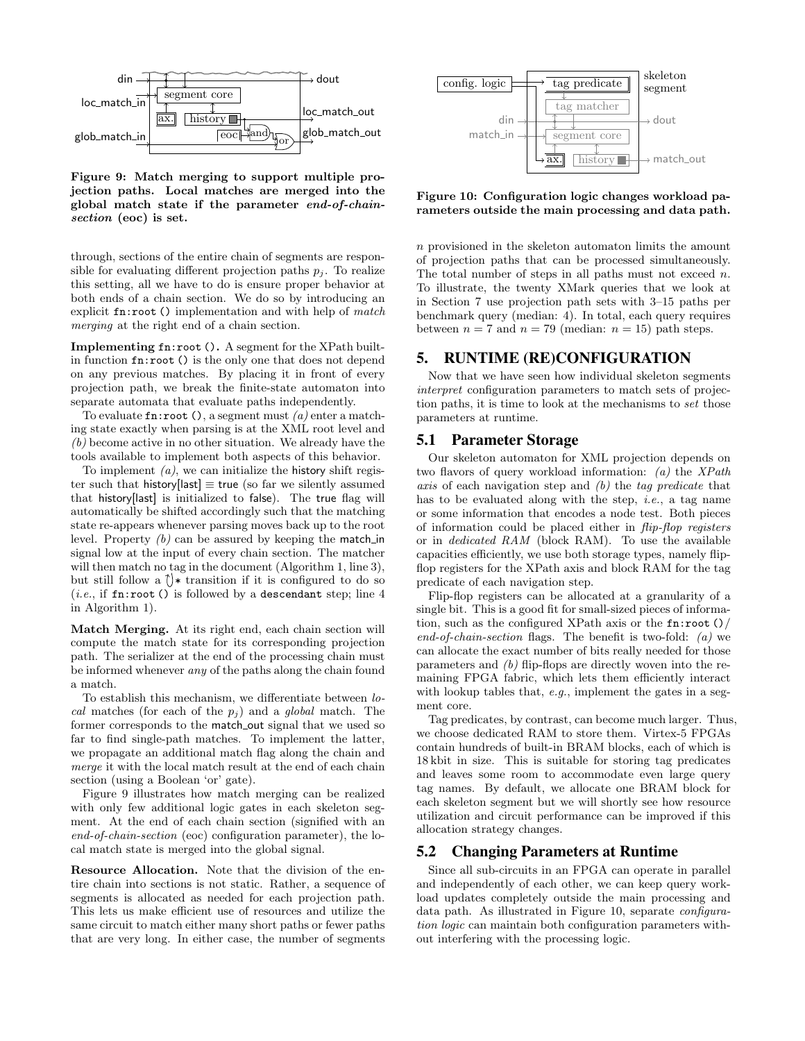din → dout
loc_match_in
segment core
ax.
history
loc_match_out
eoc
and
or
glob_match_in
glob_match_out

**Figure 9: Match merging to support multiple projection paths. Local matches are merged into the global match state if the parameter *end-of-chain-section* (eoc) is set.**

config. logic
tag predicate
skeleton segment
tag matcher
din → dout
match_in
segment core
ax.
history
match_out

**Figure 10: Configuration logic changes workload parameters outside the main processing and data path.**

through, sections of the entire chain of segments are responsible for evaluating different projection paths $p_j$. To realize this setting, all we have to do is ensure proper behavior at both ends of a chain section. We do so by introducing an explicit `fn:root ()` implementation and with help of *match merging* at the right end of a chain section.

**Implementing `fn:root ()`.** A segment for the XPath built-in function `fn:root ()` is the only one that does not depend on any previous matches. By placing it in front of every projection path, we break the finite-state automaton into separate automata that evaluate paths independently.

To evaluate `fn:root ()`, a segment must *(a)* enter a matching state exactly when parsing is at the XML root level and *(b)* become active in no other situation. We already have the tools available to implement both aspects of this behavior.

To implement *(a)*, we can initialize the history shift register such that history[last] ≡ true (so far we silently assumed that history[last] is initialized to false). The true flag will automatically be shifted accordingly such that the matching state re-appears whenever parsing moves back up to the root level. Property *(b)* can be assured by keeping the match_in signal low at the input of every chain section. The matcher will then match no tag in the document (Algorithm 1, line 3), but still follow a ↻∗ transition if it is configured to do so (*i.e.*, if `fn:root ()` is followed by a `descendant` step; line 4 in Algorithm 1).

**Match Merging.** At its right end, each chain section will compute the match state for its corresponding projection path. The serializer at the end of the processing chain must be informed whenever *any* of the paths along the chain found a match.

To establish this mechanism, we differentiate between *local* matches (for each of the $p_j$) and a *global* match. The former corresponds to the match_out signal that we used so far to find single-path matches. To implement the latter, we propagate an additional match flag along the chain and *merge* it with the local match result at the end of each chain section (using a Boolean 'or' gate).

Figure 9 illustrates how match merging can be realized with only few additional logic gates in each skeleton segment. At the end of each chain section (signified with an *end-of-chain-section* (eoc) configuration parameter), the local match state is merged into the global signal.

**Resource Allocation.** Note that the division of the entire chain into sections is not static. Rather, a sequence of segments is allocated as needed for each projection path. This lets us make efficient use of resources and utilize the same circuit to match either many short paths or fewer paths that are very long. In either case, the number of segments $n$ provisioned in the skeleton automaton limits the amount of projection paths that can be processed simultaneously. The total number of steps in all paths must not exceed $n$. To illustrate, the twenty XMark queries that we look at in Section 7 use projection path sets with 3–15 paths per benchmark query (median: 4). In total, each query requires between $n = 7$ and $n = 79$ (median: $n = 15$) path steps.

## 5. RUNTIME (RE)CONFIGURATION

Now that we have seen how individual skeleton segments *interpret* configuration parameters to match sets of projection paths, it is time to look at the mechanisms to *set* those parameters at runtime.

### 5.1 Parameter Storage

Our skeleton automaton for XML projection depends on two flavors of query workload information: *(a)* the *XPath axis* of each navigation step and *(b)* the *tag predicate* that has to be evaluated along with the step, *i.e.*, a tag name or some information that encodes a node test. Both pieces of information could be placed either in *flip-flop registers* or in *dedicated RAM* (block RAM). To use the available capacities efficiently, we use both storage types, namely flip-flop registers for the XPath axis and block RAM for the tag predicate of each navigation step.

Flip-flop registers can be allocated at a granularity of a single bit. This is a good fit for small-sized pieces of information, such as the configured XPath axis or the `fn:root ()`/*end-of-chain-section* flags. The benefit is two-fold: *(a)* we can allocate the exact number of bits really needed for those parameters and *(b)* flip-flops are directly woven into the remaining FPGA fabric, which lets them efficiently interact with lookup tables that, *e.g.*, implement the gates in a segment core.

Tag predicates, by contrast, can become much larger. Thus, we choose dedicated RAM to store them. Virtex-5 FPGAs contain hundreds of built-in BRAM blocks, each of which is 18 kbit in size. This is suitable for storing tag predicates and leaves some room to accommodate even large query tag names. By default, we allocate one BRAM block for each skeleton segment but we will shortly see how resource utilization and circuit performance can be improved if this allocation strategy changes.

### 5.2 Changing Parameters at Runtime

Since all sub-circuits in an FPGA can operate in parallel and independently of each other, we can keep query workload updates completely outside the main processing and data path. As illustrated in Figure 10, separate *configuration logic* can maintain both configuration parameters without interfering with the processing logic.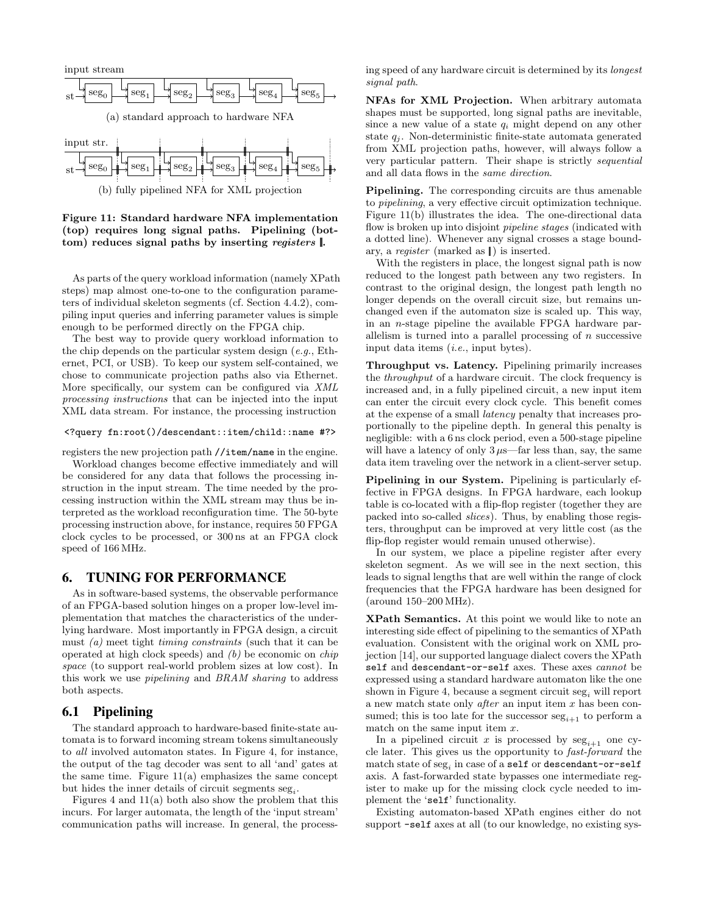input stream

st → seg$_0$ → seg$_1$ → seg$_2$ → seg$_3$ → seg$_4$ → seg$_5$ →

(a) standard approach to hardware NFA

input str.

st → seg$_0$ → seg$_1$ → seg$_2$ → seg$_3$ → seg$_4$ → seg$_5$ →

(b) fully pipelined NFA for XML projection

**Figure 11: Standard hardware NFA implementation (top) requires long signal paths. Pipelining (bottom) reduces signal paths by inserting *registers* ▌.**

As parts of the query workload information (namely XPath steps) map almost one-to-one to the configuration parameters of individual skeleton segments (cf. Section 4.4.2), compiling input queries and inferring parameter values is simple enough to be performed directly on the FPGA chip.

The best way to provide query workload information to the chip depends on the particular system design (*e.g.*, Ethernet, PCI, or USB). To keep our system self-contained, we chose to communicate projection paths also via Ethernet. More specifically, our system can be configured via *XML processing instructions* that can be injected into the input XML data stream. For instance, the processing instruction

```
<?query fn:root()/descendant::item/child::name #?>
```

registers the new projection path `//item/name` in the engine.

Workload changes become effective immediately and will be considered for any data that follows the processing instruction in the input stream. The time needed by the processing instruction within the XML stream may thus be interpreted as the workload reconfiguration time. The 50-byte processing instruction above, for instance, requires 50 FPGA clock cycles to be processed, or 300 ns at an FPGA clock speed of 166 MHz.

## 6. TUNING FOR PERFORMANCE

As in software-based systems, the observable performance of an FPGA-based solution hinges on a proper low-level implementation that matches the characteristics of the underlying hardware. Most importantly in FPGA design, a circuit must *(a)* meet tight *timing constraints* (such that it can be operated at high clock speeds) and *(b)* be economic on *chip space* (to support real-world problem sizes at low cost). In this work we use *pipelining* and *BRAM sharing* to address both aspects.

### 6.1 Pipelining

The standard approach to hardware-based finite-state automata is to forward incoming stream tokens simultaneously to *all* involved automaton states. In Figure 4, for instance, the output of the tag decoder was sent to all 'and' gates at the same time. Figure 11(a) emphasizes the same concept but hides the inner details of circuit segments seg$_i$.

Figures 4 and 11(a) both also show the problem that this incurs. For larger automata, the length of the 'input stream' communication paths will increase. In general, the processing speed of any hardware circuit is determined by its *longest signal path*.

**NFAs for XML Projection.** When arbitrary automata shapes must be supported, long signal paths are inevitable, since a new value of a state $q_i$ might depend on any other state $q_j$. Non-deterministic finite-state automata generated from XML projection paths, however, will always follow a very particular pattern. Their shape is strictly *sequential* and all data flows in the *same direction*.

**Pipelining.** The corresponding circuits are thus amenable to *pipelining*, a very effective circuit optimization technique. Figure 11(b) illustrates the idea. The one-directional data flow is broken up into disjoint *pipeline stages* (indicated with a dotted line). Whenever any signal crosses a stage boundary, a *register* (marked as ▌) is inserted.

With the registers in place, the longest signal path is now reduced to the longest path between any two registers. In contrast to the original design, the longest path length no longer depends on the overall circuit size, but remains unchanged even if the automaton size is scaled up. This way, in an $n$-stage pipeline the available FPGA hardware parallelism is turned into a parallel processing of $n$ successive input data items (*i.e.*, input bytes).

**Throughput vs. Latency.** Pipelining primarily increases the *throughput* of a hardware circuit. The clock frequency is increased and, in a fully pipelined circuit, a new input item can enter the circuit every clock cycle. This benefit comes at the expense of a small *latency* penalty that increases proportionally to the pipeline depth. In general this penalty is negligible: with a 6 ns clock period, even a 500-stage pipeline will have a latency of only 3 $\mu$s—far less than, say, the same data item traveling over the network in a client-server setup.

**Pipelining in our System.** Pipelining is particularly effective in FPGA designs. In FPGA hardware, each lookup table is co-located with a flip-flop register (together they are packed into so-called *slices*). Thus, by enabling those registers, throughput can be improved at very little cost (as the flip-flop register would remain unused otherwise).

In our system, we place a pipeline register after every skeleton segment. As we will see in the next section, this leads to signal lengths that are well within the range of clock frequencies that the FPGA hardware has been designed for (around 150–200 MHz).

**XPath Semantics.** At this point we would like to note an interesting side effect of pipelining to the semantics of XPath evaluation. Consistent with the original work on XML projection [14], our supported language dialect covers the XPath `self` and `descendant-or-self` axes. These axes *cannot* be expressed using a standard hardware automaton like the one shown in Figure 4, because a segment circuit seg$_i$ will report a new match state only *after* an input item $x$ has been consumed; this is too late for the successor seg$_{i+1}$ to perform a match on the same input item $x$.

In a pipelined circuit $x$ is processed by seg$_{i+1}$ one cycle later. This gives us the opportunity to *fast-forward* the match state of seg$_i$ in case of a `self` or `descendant-or-self` axis. A fast-forwarded state bypasses one intermediate register to make up for the missing clock cycle needed to implement the '`self`' functionality.

Existing automaton-based XPath engines either do not support `-self` axes at all (to our knowledge, no existing sys-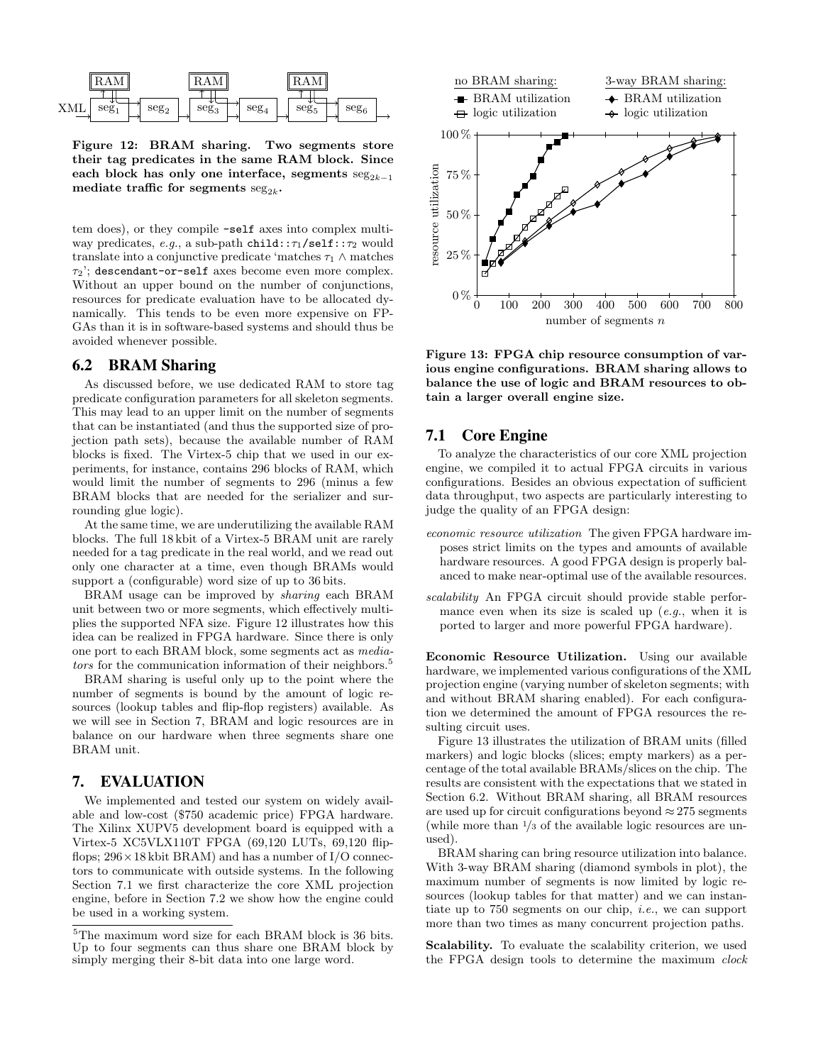Figure 12: BRAM sharing. Two segments store their tag predicates in the same RAM block. Since each block has only one interface, segments $\text{seg}_{2k-1}$ mediate traffic for segments $\text{seg}_{2k}$.

tem does), or they compile -self axes into complex multi-way predicates, *e.g.*, a sub-path `child::`$\tau_1$`/self::`$\tau_2$ would translate into a conjunctive predicate 'matches $\tau_1 \wedge$ matches $\tau_2$'; `descendant-or-self` axes become even more complex. Without an upper bound on the number of conjunctions, resources for predicate evaluation have to be allocated dynamically. This tends to be even more expensive on FPGAs than it is in software-based systems and should thus be avoided whenever possible.

## 6.2 BRAM Sharing

As discussed before, we use dedicated RAM to store tag predicate configuration parameters for all skeleton segments. This may lead to an upper limit on the number of segments that can be instantiated (and thus the supported size of projection path sets), because the available number of RAM blocks is fixed. The Virtex-5 chip that we used in our experiments, for instance, contains 296 blocks of RAM, which would limit the number of segments to 296 (minus a few BRAM blocks that are needed for the serializer and surrounding glue logic).

At the same time, we are underutilizing the available RAM blocks. The full 18 kbit of a Virtex-5 BRAM unit are rarely needed for a tag predicate in the real world, and we read out only one character at a time, even though BRAMs would support a (configurable) word size of up to 36 bits.

BRAM usage can be improved by *sharing* each BRAM unit between two or more segments, which effectively multiplies the supported NFA size. Figure 12 illustrates how this idea can be realized in FPGA hardware. Since there is only one port to each BRAM block, some segments act as *mediators* for the communication information of their neighbors.[5]

BRAM sharing is useful only up to the point where the number of segments is bound by the amount of logic resources (lookup tables and flip-flop registers) available. As we will see in Section 7, BRAM and logic resources are in balance on our hardware when three segments share one BRAM unit.

# 7. EVALUATION

We implemented and tested our system on widely available and low-cost ($750 academic price) FPGA hardware. The Xilinx XUPV5 development board is equipped with a Virtex-5 XC5VLX110T FPGA (69,120 LUTs, 69,120 flip-flops; 296×18 kbit BRAM) and has a number of I/O connectors to communicate with outside systems. In the following Section 7.1 we first characterize the core XML projection engine, before in Section 7.2 we show how the engine could be used in a working system.

[5] The maximum word size for each BRAM block is 36 bits. Up to four segments can thus share one BRAM block by simply merging their 8-bit data into one large word.

Figure 13: FPGA chip resource consumption of various engine configurations. BRAM sharing allows to balance the use of logic and BRAM resources to obtain a larger overall engine size.

## 7.1 Core Engine

To analyze the characteristics of our core XML projection engine, we compiled it to actual FPGA circuits in various configurations. Besides an obvious expectation of sufficient data throughput, two aspects are particularly interesting to judge the quality of an FPGA design:

*economic resource utilization* The given FPGA hardware imposes strict limits on the types and amounts of available hardware resources. A good FPGA design is properly balanced to make near-optimal use of the available resources.

*scalability* An FPGA circuit should provide stable performance even when its size is scaled up (*e.g.*, when it is ported to larger and more powerful FPGA hardware).

**Economic Resource Utilization.** Using our available hardware, we implemented various configurations of the XML projection engine (varying number of skeleton segments; with and without BRAM sharing enabled). For each configuration we determined the amount of FPGA resources the resulting circuit uses.

Figure 13 illustrates the utilization of BRAM units (filled markers) and logic blocks (slices; empty markers) as a percentage of the total available BRAMs/slices on the chip. The results are consistent with the expectations that we stated in Section 6.2. Without BRAM sharing, all BRAM resources are used up for circuit configurations beyond ≈ 275 segments (while more than 1/3 of the available logic resources are unused).

BRAM sharing can bring resource utilization into balance. With 3-way BRAM sharing (diamond symbols in plot), the maximum number of segments is now limited by logic resources (lookup tables for that matter) and we can instantiate up to 750 segments on our chip, *i.e.*, we can support more than two times as many concurrent projection paths.

**Scalability.** To evaluate the scalability criterion, we used the FPGA design tools to determine the maximum *clock*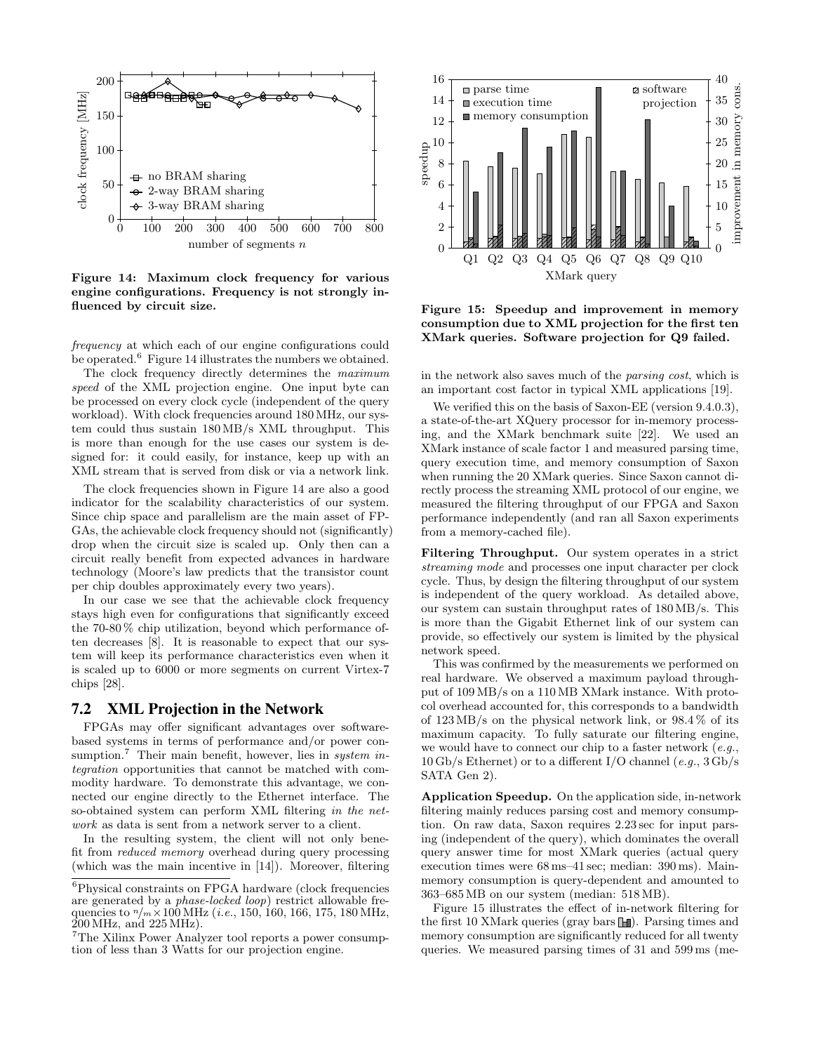Figure 14: Maximum clock frequency for various engine configurations. Frequency is not strongly influenced by circuit size.

*frequency* at which each of our engine configurations could be operated.[6] Figure 14 illustrates the numbers we obtained.

The clock frequency directly determines the *maximum speed* of the XML projection engine. One input byte can be processed on every clock cycle (independent of the query workload). With clock frequencies around 180 MHz, our system could thus sustain 180 MB/s XML throughput. This is more than enough for the use cases our system is designed for: it could easily, for instance, keep up with an XML stream that is served from disk or via a network link.

The clock frequencies shown in Figure 14 are also a good indicator for the scalability characteristics of our system. Since chip space and parallelism are the main asset of FPGAs, the achievable clock frequency should not (significantly) drop when the circuit size is scaled up. Only then can a circuit really benefit from expected advances in hardware technology (Moore's law predicts that the transistor count per chip doubles approximately every two years).

In our case we see that the achievable clock frequency stays high even for configurations that significantly exceed the 70-80 % chip utilization, beyond which performance often decreases [8]. It is reasonable to expect that our system will keep its performance characteristics even when it is scaled up to 6000 or more segments on current Virtex-7 chips [28].

## 7.2 XML Projection in the Network

FPGAs may offer significant advantages over software-based systems in terms of performance and/or power consumption.[7] Their main benefit, however, lies in *system integration* opportunities that cannot be matched with commodity hardware. To demonstrate this advantage, we connected our engine directly to the Ethernet interface. The so-obtained system can perform XML filtering *in the network* as data is sent from a network server to a client.

In the resulting system, the client will not only benefit from *reduced memory* overhead during query processing (which was the main incentive in [14]). Moreover, filtering in the network also saves much of the *parsing cost*, which is an important cost factor in typical XML applications [19].

We verified this on the basis of Saxon-EE (version 9.4.0.3), a state-of-the-art XQuery processor for in-memory processing, and the XMark benchmark suite [22]. We used an XMark instance of scale factor 1 and measured parsing time, query execution time, and memory consumption of Saxon when running the 20 XMark queries. Since Saxon cannot directly process the streaming XML protocol of our engine, we measured the filtering throughput of our FPGA and Saxon performance independently (and ran all Saxon experiments from a memory-cached file).

Figure 15: Speedup and improvement in memory consumption due to XML projection for the first ten XMark queries. Software projection for Q9 failed.

**Filtering Throughput.** Our system operates in a strict *streaming mode* and processes one input character per clock cycle. Thus, by design the filtering throughput of our system is independent of the query workload. As detailed above, our system can sustain throughput rates of 180 MB/s. This is more than the Gigabit Ethernet link of our system can provide, so effectively our system is limited by the physical network speed.

This was confirmed by the measurements we performed on real hardware. We observed a maximum payload throughput of 109 MB/s on a 110 MB XMark instance. With protocol overhead accounted for, this corresponds to a bandwidth of 123 MB/s on the physical network link, or 98.4 % of its maximum capacity. To fully saturate our filtering engine, we would have to connect our chip to a faster network (*e.g.*, 10 Gb/s Ethernet) or to a different I/O channel (*e.g.*, 3 Gb/s SATA Gen 2).

**Application Speedup.** On the application side, in-network filtering mainly reduces parsing cost and memory consumption. On raw data, Saxon requires 2.23 sec for input parsing (independent of the query), which dominates the overall query answer time for most XMark queries (actual query execution times were 68 ms–41 sec; median: 390 ms). Main-memory consumption is query-dependent and amounted to 363–685 MB on our system (median: 518 MB).

Figure 15 illustrates the effect of in-network filtering for the first 10 XMark queries (gray bars). Parsing times and memory consumption are significantly reduced for all twenty queries. We measured parsing times of 31 and 599 ms (me-

[6] Physical constraints on FPGA hardware (clock frequencies are generated by a *phase-locked loop*) restrict allowable frequencies to $n/m \times 100$ MHz (*i.e.*, 150, 160, 166, 175, 180 MHz, 200 MHz, and 225 MHz).

[7] The Xilinx Power Analyzer tool reports a power consumption of less than 3 Watts for our projection engine.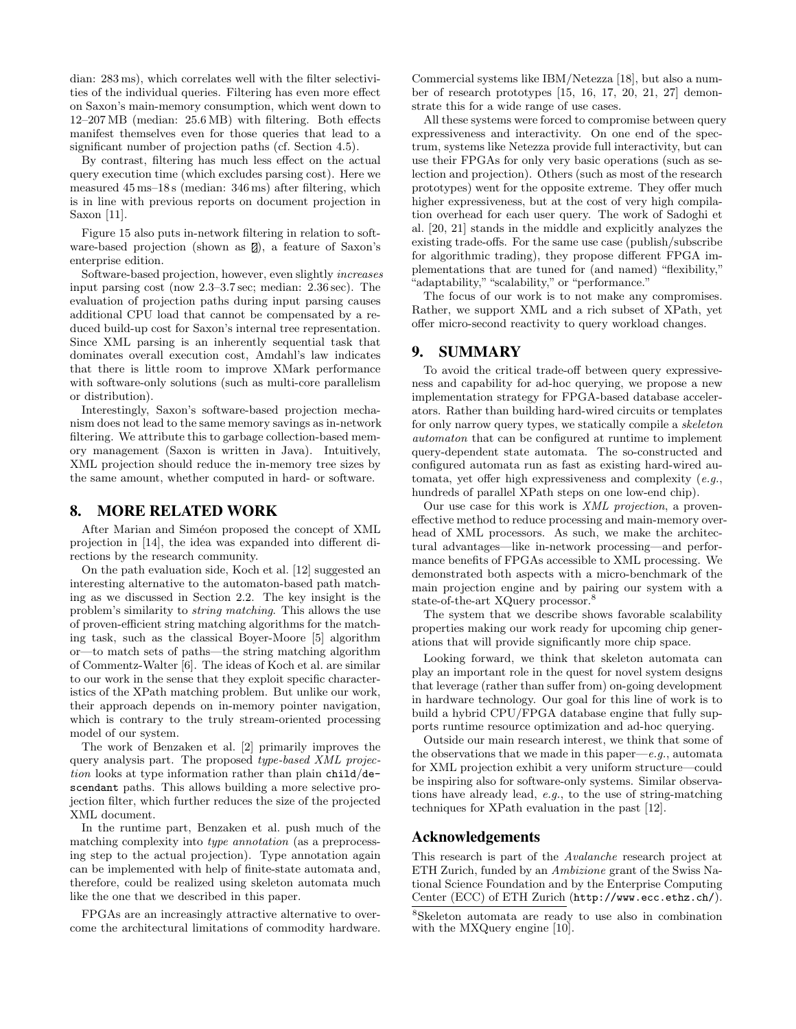dian: 283 ms), which correlates well with the filter selectivities of the individual queries. Filtering has even more effect on Saxon's main-memory consumption, which went down to 12–207 MB (median: 25.6 MB) with filtering. Both effects manifest themselves even for those queries that lead to a significant number of projection paths (cf. Section 4.5).

By contrast, filtering has much less effect on the actual query execution time (which excludes parsing cost). Here we measured 45 ms–18 s (median: 346 ms) after filtering, which is in line with previous reports on document projection in Saxon [11].

Figure 15 also puts in-network filtering in relation to software-based projection (shown as ▨), a feature of Saxon's enterprise edition.

Software-based projection, however, even slightly *increases* input parsing cost (now 2.3–3.7 sec; median: 2.36 sec). The evaluation of projection paths during input parsing causes additional CPU load that cannot be compensated by a reduced build-up cost for Saxon's internal tree representation. Since XML parsing is an inherently sequential task that dominates overall execution cost, Amdahl's law indicates that there is little room to improve XMark performance with software-only solutions (such as multi-core parallelism or distribution).

Interestingly, Saxon's software-based projection mechanism does not lead to the same memory savings as in-network filtering. We attribute this to garbage collection-based memory management (Saxon is written in Java). Intuitively, XML projection should reduce the in-memory tree sizes by the same amount, whether computed in hard- or software.

## 8. MORE RELATED WORK

After Marian and Siméon proposed the concept of XML projection in [14], the idea was expanded into different directions by the research community.

On the path evaluation side, Koch et al. [12] suggested an interesting alternative to the automaton-based path matching as we discussed in Section 2.2. The key insight is the problem's similarity to *string matching*. This allows the use of proven-efficient string matching algorithms for the matching task, such as the classical Boyer-Moore [5] algorithm or—to match sets of paths—the string matching algorithm of Commentz-Walter [6]. The ideas of Koch et al. are similar to our work in the sense that they exploit specific characteristics of the XPath matching problem. But unlike our work, their approach depends on in-memory pointer navigation, which is contrary to the truly stream-oriented processing model of our system.

The work of Benzaken et al. [2] primarily improves the query analysis part. The proposed *type-based XML projection* looks at type information rather than plain `child`/`descendant` paths. This allows building a more selective projection filter, which further reduces the size of the projected XML document.

In the runtime part, Benzaken et al. push much of the matching complexity into *type annotation* (as a preprocessing step to the actual projection). Type annotation again can be implemented with help of finite-state automata and, therefore, could be realized using skeleton automata much like the one that we described in this paper.

FPGAs are an increasingly attractive alternative to overcome the architectural limitations of commodity hardware. Commercial systems like IBM/Netezza [18], but also a number of research prototypes [15, 16, 17, 20, 21, 27] demonstrate this for a wide range of use cases.

All these systems were forced to compromise between query expressiveness and interactivity. On one end of the spectrum, systems like Netezza provide full interactivity, but can use their FPGAs for only very basic operations (such as selection and projection). Others (such as most of the research prototypes) went for the opposite extreme. They offer much higher expressiveness, but at the cost of very high compilation overhead for each user query. The work of Sadoghi et al. [20, 21] stands in the middle and explicitly analyzes the existing trade-offs. For the same use case (publish/subscribe for algorithmic trading), they propose different FPGA implementations that are tuned for (and named) "flexibility," "adaptability," "scalability," or "performance."

The focus of our work is to not make any compromises. Rather, we support XML and a rich subset of XPath, yet offer micro-second reactivity to query workload changes.

## 9. SUMMARY

To avoid the critical trade-off between query expressiveness and capability for ad-hoc querying, we propose a new implementation strategy for FPGA-based database accelerators. Rather than building hard-wired circuits or templates for only narrow query types, we statically compile a *skeleton automaton* that can be configured at runtime to implement query-dependent state automata. The so-constructed and configured automata run as fast as existing hard-wired automata, yet offer high expressiveness and complexity (*e.g.*, hundreds of parallel XPath steps on one low-end chip).

Our use case for this work is *XML projection*, a proven-effective method to reduce processing and main-memory overhead of XML processors. As such, we make the architectural advantages—like in-network processing—and performance benefits of FPGAs accessible to XML processing. We demonstrated both aspects with a micro-benchmark of the main projection engine and by pairing our system with a state-of-the-art XQuery processor.[8]

The system that we describe shows favorable scalability properties making our work ready for upcoming chip generations that will provide significantly more chip space.

Looking forward, we think that skeleton automata can play an important role in the quest for novel system designs that leverage (rather than suffer from) on-going development in hardware technology. Our goal for this line of work is to build a hybrid CPU/FPGA database engine that fully supports runtime resource optimization and ad-hoc querying.

Outside our main research interest, we think that some of the observations that we made in this paper—*e.g.*, automata for XML projection exhibit a very uniform structure—could be inspiring also for software-only systems. Similar observations have already lead, *e.g.*, to the use of string-matching techniques for XPath evaluation in the past [12].

## Acknowledgements

This research is part of the *Avalanche* research project at ETH Zurich, funded by an *Ambizione* grant of the Swiss National Science Foundation and by the Enterprise Computing Center (ECC) of ETH Zurich (`http://www.ecc.ethz.ch/`).

[8] Skeleton automata are ready to use also in combination with the MXQuery engine [10].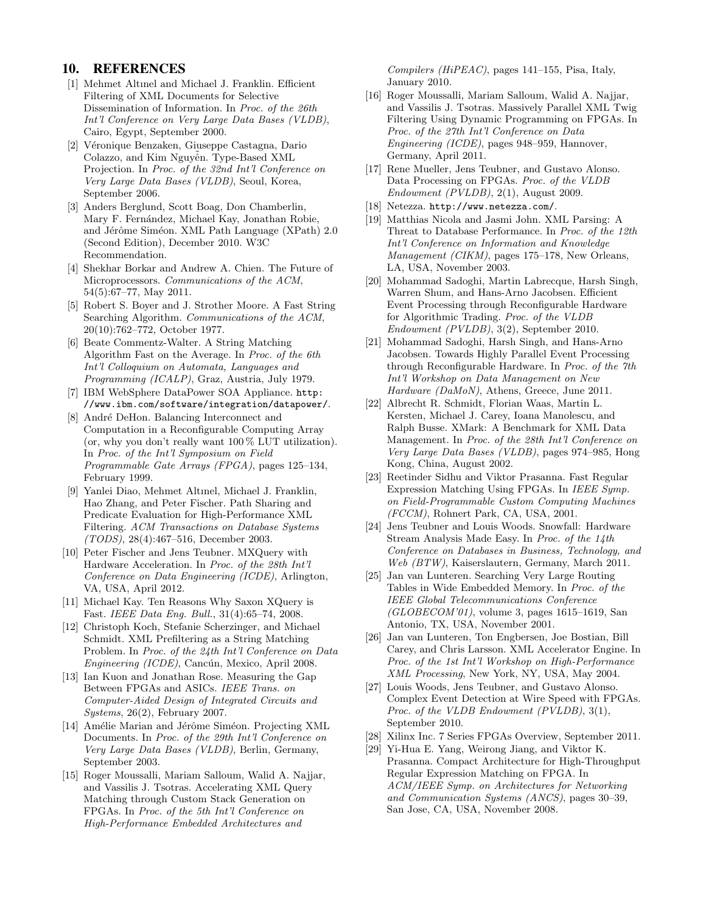## 10. REFERENCES

[1] Mehmet Altınel and Michael J. Franklin. Efficient Filtering of XML Documents for Selective Dissemination of Information. In *Proc. of the 26th Int'l Conference on Very Large Data Bases (VLDB)*, Cairo, Egypt, September 2000.

[2] Véronique Benzaken, Giuseppe Castagna, Dario Colazzo, and Kim Nguyễn. Type-Based XML Projection. In *Proc. of the 32nd Int'l Conference on Very Large Data Bases (VLDB)*, Seoul, Korea, September 2006.

[3] Anders Berglund, Scott Boag, Don Chamberlin, Mary F. Fernández, Michael Kay, Jonathan Robie, and Jérôme Siméon. XML Path Language (XPath) 2.0 (Second Edition), December 2010. W3C Recommendation.

[4] Shekhar Borkar and Andrew A. Chien. The Future of Microprocessors. *Communications of the ACM*, 54(5):67–77, May 2011.

[5] Robert S. Boyer and J. Strother Moore. A Fast String Searching Algorithm. *Communications of the ACM*, 20(10):762–772, October 1977.

[6] Beate Commentz-Walter. A String Matching Algorithm Fast on the Average. In *Proc. of the 6th Int'l Colloquium on Automata, Languages and Programming (ICALP)*, Graz, Austria, July 1979.

[7] IBM WebSphere DataPower SOA Appliance. `http://www.ibm.com/software/integration/datapower/`.

[8] André DeHon. Balancing Interconnect and Computation in a Reconfigurable Computing Array (or, why you don't really want 100 % LUT utilization). In *Proc. of the Int'l Symposium on Field Programmable Gate Arrays (FPGA)*, pages 125–134, February 1999.

[9] Yanlei Diao, Mehmet Altınel, Michael J. Franklin, Hao Zhang, and Peter Fischer. Path Sharing and Predicate Evaluation for High-Performance XML Filtering. *ACM Transactions on Database Systems (TODS)*, 28(4):467–516, December 2003.

[10] Peter Fischer and Jens Teubner. MXQuery with Hardware Acceleration. In *Proc. of the 28th Int'l Conference on Data Engineering (ICDE)*, Arlington, VA, USA, April 2012.

[11] Michael Kay. Ten Reasons Why Saxon XQuery is Fast. *IEEE Data Eng. Bull.*, 31(4):65–74, 2008.

[12] Christoph Koch, Stefanie Scherzinger, and Michael Schmidt. XML Prefiltering as a String Matching Problem. In *Proc. of the 24th Int'l Conference on Data Engineering (ICDE)*, Cancún, Mexico, April 2008.

[13] Ian Kuon and Jonathan Rose. Measuring the Gap Between FPGAs and ASICs. *IEEE Trans. on Computer-Aided Design of Integrated Circuits and Systems*, 26(2), February 2007.

[14] Amélie Marian and Jérôme Siméon. Projecting XML Documents. In *Proc. of the 29th Int'l Conference on Very Large Data Bases (VLDB)*, Berlin, Germany, September 2003.

[15] Roger Moussalli, Mariam Salloum, Walid A. Najjar, and Vassilis J. Tsotras. Accelerating XML Query Matching through Custom Stack Generation on FPGAs. In *Proc. of the 5th Int'l Conference on High-Performance Embedded Architectures and Compilers (HiPEAC)*, pages 141–155, Pisa, Italy, January 2010.

[16] Roger Moussalli, Mariam Salloum, Walid A. Najjar, and Vassilis J. Tsotras. Massively Parallel XML Twig Filtering Using Dynamic Programming on FPGAs. In *Proc. of the 27th Int'l Conference on Data Engineering (ICDE)*, pages 948–959, Hannover, Germany, April 2011.

[17] Rene Mueller, Jens Teubner, and Gustavo Alonso. Data Processing on FPGAs. *Proc. of the VLDB Endowment (PVLDB)*, 2(1), August 2009.

[18] Netezza. `http://www.netezza.com/`.

[19] Matthias Nicola and Jasmi John. XML Parsing: A Threat to Database Performance. In *Proc. of the 12th Int'l Conference on Information and Knowledge Management (CIKM)*, pages 175–178, New Orleans, LA, USA, November 2003.

[20] Mohammad Sadoghi, Martin Labrecque, Harsh Singh, Warren Shum, and Hans-Arno Jacobsen. Efficient Event Processing through Reconfigurable Hardware for Algorithmic Trading. *Proc. of the VLDB Endowment (PVLDB)*, 3(2), September 2010.

[21] Mohammad Sadoghi, Harsh Singh, and Hans-Arno Jacobsen. Towards Highly Parallel Event Processing through Reconfigurable Hardware. In *Proc. of the 7th Int'l Workshop on Data Management on New Hardware (DaMoN)*, Athens, Greece, June 2011.

[22] Albrecht R. Schmidt, Florian Waas, Martin L. Kersten, Michael J. Carey, Ioana Manolescu, and Ralph Busse. XMark: A Benchmark for XML Data Management. In *Proc. of the 28th Int'l Conference on Very Large Data Bases (VLDB)*, pages 974–985, Hong Kong, China, August 2002.

[23] Reetinder Sidhu and Viktor Prasanna. Fast Regular Expression Matching Using FPGAs. In *IEEE Symp. on Field-Programmable Custom Computing Machines (FCCM)*, Rohnert Park, CA, USA, 2001.

[24] Jens Teubner and Louis Woods. Snowfall: Hardware Stream Analysis Made Easy. In *Proc. of the 14th Conference on Databases in Business, Technology, and Web (BTW)*, Kaiserslautern, Germany, March 2011.

[25] Jan van Lunteren. Searching Very Large Routing Tables in Wide Embedded Memory. In *Proc. of the IEEE Global Telecommunications Conference (GLOBECOM'01)*, volume 3, pages 1615–1619, San Antonio, TX, USA, November 2001.

[26] Jan van Lunteren, Ton Engbersen, Joe Bostian, Bill Carey, and Chris Larsson. XML Accelerator Engine. In *Proc. of the 1st Int'l Workshop on High-Performance XML Processing*, New York, NY, USA, May 2004.

[27] Louis Woods, Jens Teubner, and Gustavo Alonso. Complex Event Detection at Wire Speed with FPGAs. *Proc. of the VLDB Endowment (PVLDB)*, 3(1), September 2010.

[28] Xilinx Inc. 7 Series FPGAs Overview, September 2011.

[29] Yi-Hua E. Yang, Weirong Jiang, and Viktor K. Prasanna. Compact Architecture for High-Throughput Regular Expression Matching on FPGA. In *ACM/IEEE Symp. on Architectures for Networking and Communication Systems (ANCS)*, pages 30–39, San Jose, CA, USA, November 2008.